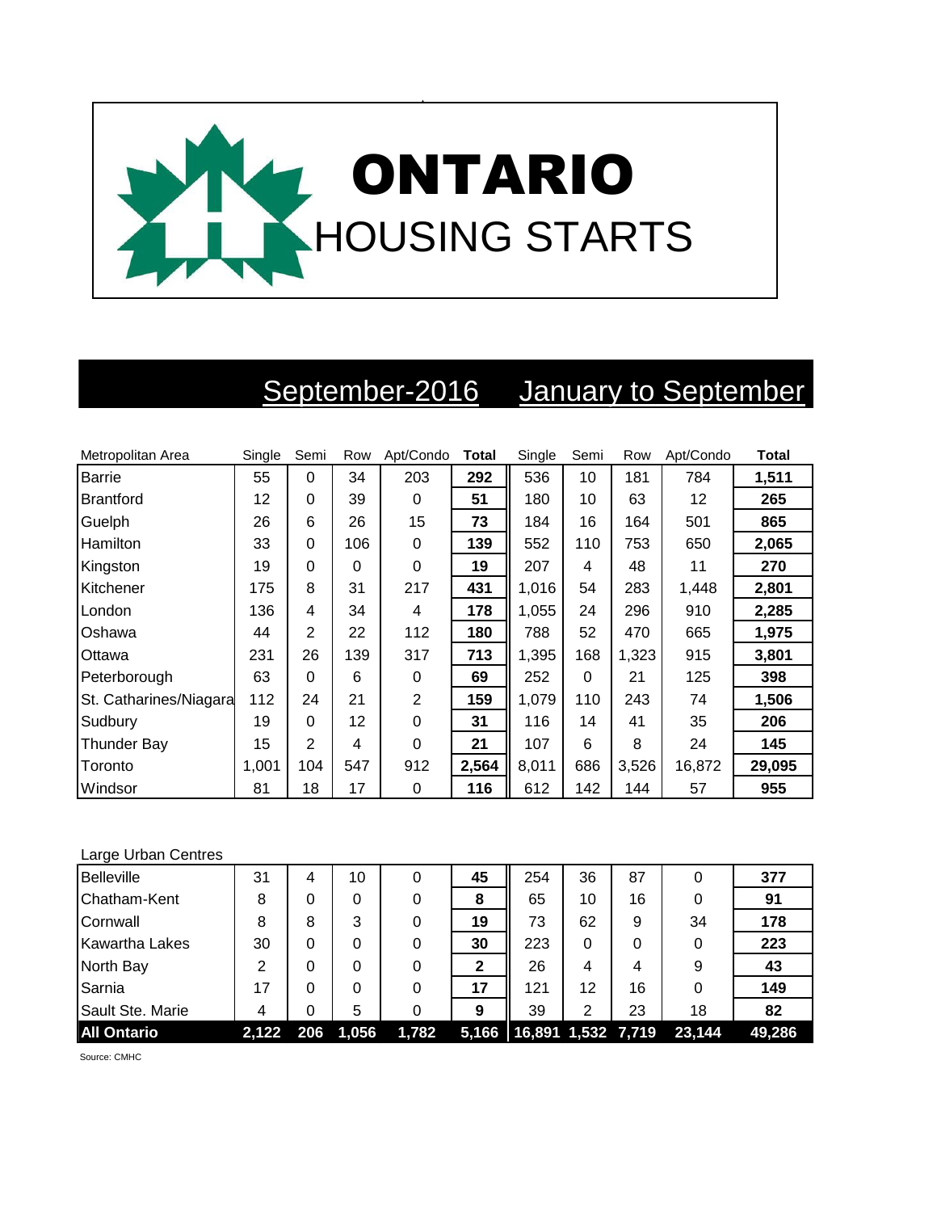# ONTARIO
## HOUSING STARTS

| | September-2016 | | | | | January to September | | | | |
|---|---|---|---|---|---|---|---|---|---|---|
| Metropolitan Area | Single | Semi | Row | Apt/Condo | **Total** | Single | Semi | Row | Apt/Condo | **Total** |
| Barrie | 55 | 0 | 34 | 203 | **292** | 536 | 10 | 181 | 784 | **1,511** |
| Brantford | 12 | 0 | 39 | 0 | **51** | 180 | 10 | 63 | 12 | **265** |
| Guelph | 26 | 6 | 26 | 15 | **73** | 184 | 16 | 164 | 501 | **865** |
| Hamilton | 33 | 0 | 106 | 0 | **139** | 552 | 110 | 753 | 650 | **2,065** |
| Kingston | 19 | 0 | 0 | 0 | **19** | 207 | 4 | 48 | 11 | **270** |
| Kitchener | 175 | 8 | 31 | 217 | **431** | 1,016 | 54 | 283 | 1,448 | **2,801** |
| London | 136 | 4 | 34 | 4 | **178** | 1,055 | 24 | 296 | 910 | **2,285** |
| Oshawa | 44 | 2 | 22 | 112 | **180** | 788 | 52 | 470 | 665 | **1,975** |
| Ottawa | 231 | 26 | 139 | 317 | **713** | 1,395 | 168 | 1,323 | 915 | **3,801** |
| Peterborough | 63 | 0 | 6 | 0 | **69** | 252 | 0 | 21 | 125 | **398** |
| St. Catharines/Niagara | 112 | 24 | 21 | 2 | **159** | 1,079 | 110 | 243 | 74 | **1,506** |
| Sudbury | 19 | 0 | 12 | 0 | **31** | 116 | 14 | 41 | 35 | **206** |
| Thunder Bay | 15 | 2 | 4 | 0 | **21** | 107 | 6 | 8 | 24 | **145** |
| Toronto | 1,001 | 104 | 547 | 912 | **2,564** | 8,011 | 686 | 3,526 | 16,872 | **29,095** |
| Windsor | 81 | 18 | 17 | 0 | **116** | 612 | 142 | 144 | 57 | **955** |
| Large Urban Centres | | | | | | | | | | |
| Belleville | 31 | 4 | 10 | 0 | **45** | 254 | 36 | 87 | 0 | **377** |
| Chatham-Kent | 8 | 0 | 0 | 0 | **8** | 65 | 10 | 16 | 0 | **91** |
| Cornwall | 8 | 8 | 3 | 0 | **19** | 73 | 62 | 9 | 34 | **178** |
| Kawartha Lakes | 30 | 0 | 0 | 0 | **30** | 223 | 0 | 0 | 0 | **223** |
| North Bay | 2 | 0 | 0 | 0 | **2** | 26 | 4 | 4 | 9 | **43** |
| Sarnia | 17 | 0 | 0 | 0 | **17** | 121 | 12 | 16 | 0 | **149** |
| Sault Ste. Marie | 4 | 0 | 5 | 0 | **9** | 39 | 2 | 23 | 18 | **82** |
| **All Ontario** | **2,122** | **206** | **1,056** | **1,782** | **5,166** | **16,891** | **1,532** | **7,719** | **23,144** | **49,286** |

Source: CMHC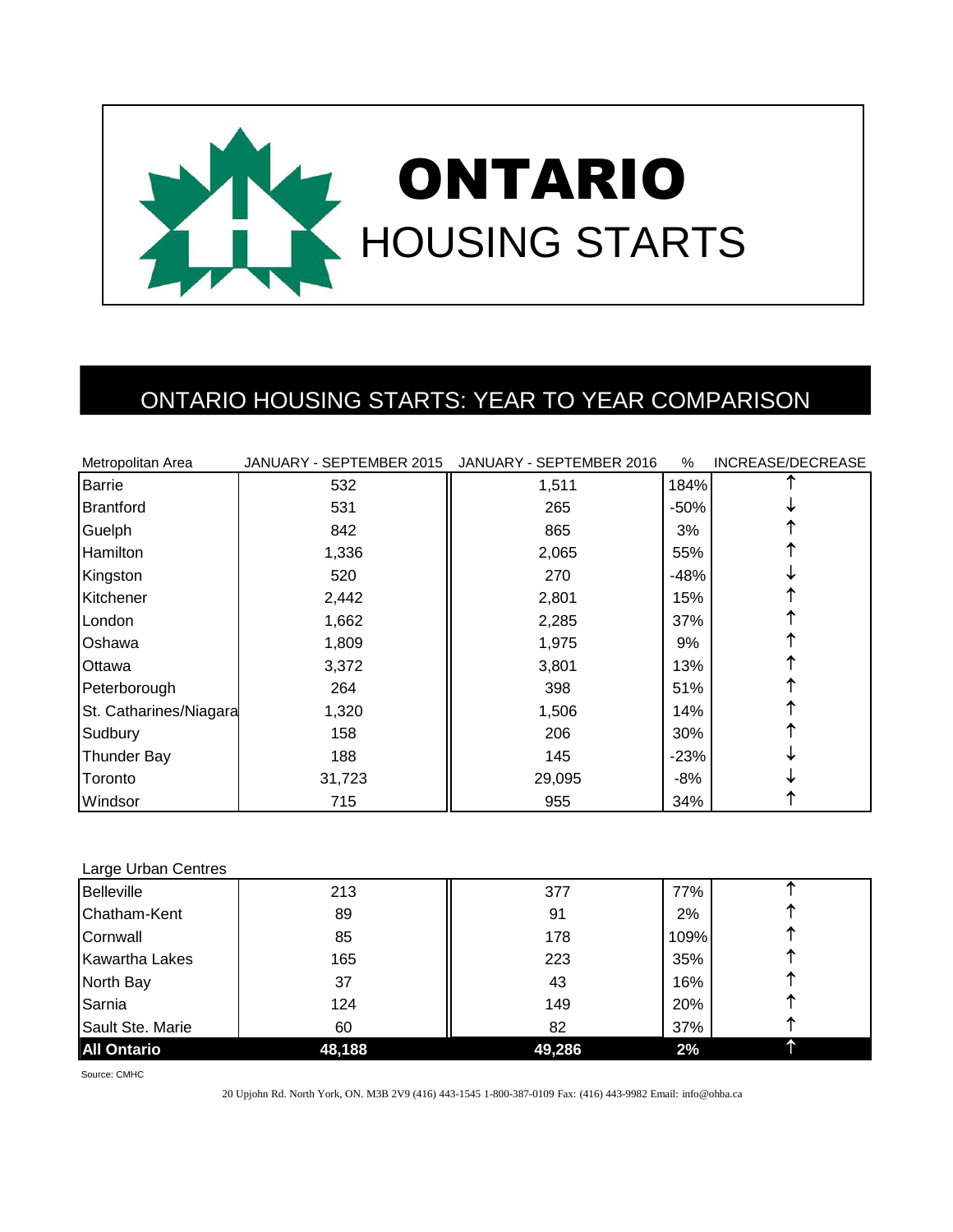# ONTARIO
## HOUSING STARTS

## ONTARIO HOUSING STARTS: YEAR TO YEAR COMPARISON

| Metropolitan Area | JANUARY - SEPTEMBER 2015 | JANUARY - SEPTEMBER 2016 | % | INCREASE/DECREASE |
|---|---|---|---|---|
| Barrie | 532 | 1,511 | 184% | ↑ |
| Brantford | 531 | 265 | -50% | ↓ |
| Guelph | 842 | 865 | 3% | ↑ |
| Hamilton | 1,336 | 2,065 | 55% | ↑ |
| Kingston | 520 | 270 | -48% | ↓ |
| Kitchener | 2,442 | 2,801 | 15% | ↑ |
| London | 1,662 | 2,285 | 37% | ↑ |
| Oshawa | 1,809 | 1,975 | 9% | ↑ |
| Ottawa | 3,372 | 3,801 | 13% | ↑ |
| Peterborough | 264 | 398 | 51% | ↑ |
| St. Catharines/Niagara | 1,320 | 1,506 | 14% | ↑ |
| Sudbury | 158 | 206 | 30% | ↑ |
| Thunder Bay | 188 | 145 | -23% | ↓ |
| Toronto | 31,723 | 29,095 | -8% | ↓ |
| Windsor | 715 | 955 | 34% | ↑ |

Large Urban Centres

| Large Urban Centres | JANUARY - SEPTEMBER 2015 | JANUARY - SEPTEMBER 2016 | % | INCREASE/DECREASE |
|---|---|---|---|---|
| Belleville | 213 | 377 | 77% | ↑ |
| Chatham-Kent | 89 | 91 | 2% | ↑ |
| Cornwall | 85 | 178 | 109% | ↑ |
| Kawartha Lakes | 165 | 223 | 35% | ↑ |
| North Bay | 37 | 43 | 16% | ↑ |
| Sarnia | 124 | 149 | 20% | ↑ |
| Sault Ste. Marie | 60 | 82 | 37% | ↑ |
| **All Ontario** | **48,188** | **49,286** | **2%** | ↑ |

Source: CMHC

20 Upjohn Rd. North York, ON. M3B 2V9 (416) 443-1545 1-800-387-0109 Fax: (416) 443-9982 Email: info@ohba.ca